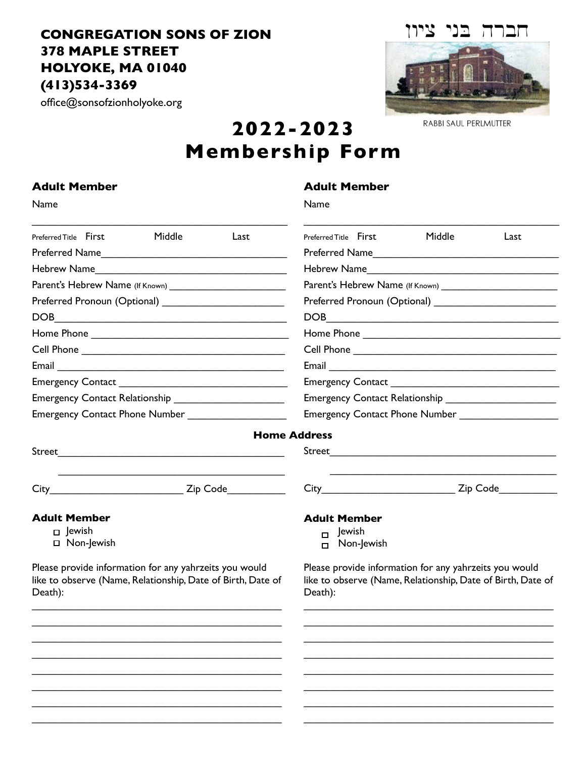**CONGREGATION SONS OF ZION**
**378 MAPLE STREET**
**HOLYOKE, MA 01040**
**(413)534-3369**
office@sonsofzionholyoke.org

חברה בני ציון

RABBI SAUL PERLMUTTER

# 2022-2023 Membership Form

## Adult Member

Name

\_\_\_\_\_\_\_\_\_\_\_\_\_\_\_\_\_\_\_\_\_\_\_\_\_\_\_\_\_\_\_\_\_\_\_\_\_\_\_\_\_\_\_\_

Preferred Title First Middle Last

Preferred Name\_\_\_\_\_\_\_\_\_\_\_\_\_\_\_\_\_\_\_\_\_\_\_\_\_\_\_\_\_\_\_\_

Hebrew Name\_\_\_\_\_\_\_\_\_\_\_\_\_\_\_\_\_\_\_\_\_\_\_\_\_\_\_\_\_\_\_\_\_

Parent's Hebrew Name (If Known) \_\_\_\_\_\_\_\_\_\_\_\_\_\_\_\_\_\_\_\_\_

Preferred Pronoun (Optional) \_\_\_\_\_\_\_\_\_\_\_\_\_\_\_\_\_\_\_\_\_\_

DOB\_\_\_\_\_\_\_\_\_\_\_\_\_\_\_\_\_\_\_\_\_\_\_\_\_\_\_\_\_\_\_\_\_\_\_\_\_\_\_\_\_

Home Phone \_\_\_\_\_\_\_\_\_\_\_\_\_\_\_\_\_\_\_\_\_\_\_\_\_\_\_\_\_\_\_\_\_\_\_

Cell Phone \_\_\_\_\_\_\_\_\_\_\_\_\_\_\_\_\_\_\_\_\_\_\_\_\_\_\_\_\_\_\_\_\_\_\_\_

Email \_\_\_\_\_\_\_\_\_\_\_\_\_\_\_\_\_\_\_\_\_\_\_\_\_\_\_\_\_\_\_\_\_\_\_\_\_\_\_\_

Emergency Contact \_\_\_\_\_\_\_\_\_\_\_\_\_\_\_\_\_\_\_\_\_\_\_\_\_\_\_\_\_\_

Emergency Contact Relationship \_\_\_\_\_\_\_\_\_\_\_\_\_\_\_\_\_\_\_\_

Emergency Contact Phone Number \_\_\_\_\_\_\_\_\_\_\_\_\_\_\_\_\_\_

### Home Address

Street\_\_\_\_\_\_\_\_\_\_\_\_\_\_\_\_\_\_\_\_\_\_\_\_\_\_\_\_\_\_\_\_\_\_\_\_\_\_\_\_

\_\_\_\_\_\_\_\_\_\_\_\_\_\_\_\_\_\_\_\_\_\_\_\_\_\_\_\_\_\_\_\_\_\_\_\_\_\_\_\_\_\_\_\_

City\_\_\_\_\_\_\_\_\_\_\_\_\_\_\_\_\_\_\_\_\_\_\_\_ Zip Code\_\_\_\_\_\_\_\_\_\_

### Adult Member

- ☐ Jewish
- ☐ Non-Jewish

Please provide information for any yahrzeits you would like to observe (Name, Relationship, Date of Birth, Date of Death):

\_\_\_\_\_\_\_\_\_\_\_\_\_\_\_\_\_\_\_\_\_\_\_\_\_\_\_\_\_\_\_\_\_\_\_\_\_\_\_\_\_\_\_\_

\_\_\_\_\_\_\_\_\_\_\_\_\_\_\_\_\_\_\_\_\_\_\_\_\_\_\_\_\_\_\_\_\_\_\_\_\_\_\_\_\_\_\_\_

\_\_\_\_\_\_\_\_\_\_\_\_\_\_\_\_\_\_\_\_\_\_\_\_\_\_\_\_\_\_\_\_\_\_\_\_\_\_\_\_\_\_\_\_

\_\_\_\_\_\_\_\_\_\_\_\_\_\_\_\_\_\_\_\_\_\_\_\_\_\_\_\_\_\_\_\_\_\_\_\_\_\_\_\_\_\_\_\_

\_\_\_\_\_\_\_\_\_\_\_\_\_\_\_\_\_\_\_\_\_\_\_\_\_\_\_\_\_\_\_\_\_\_\_\_\_\_\_\_\_\_\_\_

\_\_\_\_\_\_\_\_\_\_\_\_\_\_\_\_\_\_\_\_\_\_\_\_\_\_\_\_\_\_\_\_\_\_\_\_\_\_\_\_\_\_\_\_

\_\_\_\_\_\_\_\_\_\_\_\_\_\_\_\_\_\_\_\_\_\_\_\_\_\_\_\_\_\_\_\_\_\_\_\_\_\_\_\_\_\_\_\_

\_\_\_\_\_\_\_\_\_\_\_\_\_\_\_\_\_\_\_\_\_\_\_\_\_\_\_\_\_\_\_\_\_\_\_\_\_\_\_\_\_\_\_\_

## Adult Member

Name

\_\_\_\_\_\_\_\_\_\_\_\_\_\_\_\_\_\_\_\_\_\_\_\_\_\_\_\_\_\_\_\_\_\_\_\_\_\_\_\_\_\_\_\_

Preferred Title First Middle Last

Preferred Name\_\_\_\_\_\_\_\_\_\_\_\_\_\_\_\_\_\_\_\_\_\_\_\_\_\_\_\_\_\_\_\_

Hebrew Name\_\_\_\_\_\_\_\_\_\_\_\_\_\_\_\_\_\_\_\_\_\_\_\_\_\_\_\_\_\_\_\_\_

Parent's Hebrew Name (If Known) \_\_\_\_\_\_\_\_\_\_\_\_\_\_\_\_\_\_\_\_\_

Preferred Pronoun (Optional) \_\_\_\_\_\_\_\_\_\_\_\_\_\_\_\_\_\_\_\_\_\_

DOB\_\_\_\_\_\_\_\_\_\_\_\_\_\_\_\_\_\_\_\_\_\_\_\_\_\_\_\_\_\_\_\_\_\_\_\_\_\_\_\_\_

Home Phone \_\_\_\_\_\_\_\_\_\_\_\_\_\_\_\_\_\_\_\_\_\_\_\_\_\_\_\_\_\_\_\_\_\_\_

Cell Phone \_\_\_\_\_\_\_\_\_\_\_\_\_\_\_\_\_\_\_\_\_\_\_\_\_\_\_\_\_\_\_\_\_\_\_\_

Email \_\_\_\_\_\_\_\_\_\_\_\_\_\_\_\_\_\_\_\_\_\_\_\_\_\_\_\_\_\_\_\_\_\_\_\_\_\_\_\_

Emergency Contact \_\_\_\_\_\_\_\_\_\_\_\_\_\_\_\_\_\_\_\_\_\_\_\_\_\_\_\_\_\_

Emergency Contact Relationship \_\_\_\_\_\_\_\_\_\_\_\_\_\_\_\_\_\_\_\_

Emergency Contact Phone Number \_\_\_\_\_\_\_\_\_\_\_\_\_\_\_\_\_\_

### Home Address

Street\_\_\_\_\_\_\_\_\_\_\_\_\_\_\_\_\_\_\_\_\_\_\_\_\_\_\_\_\_\_\_\_\_\_\_\_\_\_\_\_

\_\_\_\_\_\_\_\_\_\_\_\_\_\_\_\_\_\_\_\_\_\_\_\_\_\_\_\_\_\_\_\_\_\_\_\_\_\_\_\_\_\_\_\_

City\_\_\_\_\_\_\_\_\_\_\_\_\_\_\_\_\_\_\_\_\_\_\_\_ Zip Code\_\_\_\_\_\_\_\_\_\_

### Adult Member

- ☐ Jewish
- ☐ Non-Jewish

Please provide information for any yahrzeits you would like to observe (Name, Relationship, Date of Birth, Date of Death):

\_\_\_\_\_\_\_\_\_\_\_\_\_\_\_\_\_\_\_\_\_\_\_\_\_\_\_\_\_\_\_\_\_\_\_\_\_\_\_\_\_\_\_\_

\_\_\_\_\_\_\_\_\_\_\_\_\_\_\_\_\_\_\_\_\_\_\_\_\_\_\_\_\_\_\_\_\_\_\_\_\_\_\_\_\_\_\_\_

\_\_\_\_\_\_\_\_\_\_\_\_\_\_\_\_\_\_\_\_\_\_\_\_\_\_\_\_\_\_\_\_\_\_\_\_\_\_\_\_\_\_\_\_

\_\_\_\_\_\_\_\_\_\_\_\_\_\_\_\_\_\_\_\_\_\_\_\_\_\_\_\_\_\_\_\_\_\_\_\_\_\_\_\_\_\_\_\_

\_\_\_\_\_\_\_\_\_\_\_\_\_\_\_\_\_\_\_\_\_\_\_\_\_\_\_\_\_\_\_\_\_\_\_\_\_\_\_\_\_\_\_\_

\_\_\_\_\_\_\_\_\_\_\_\_\_\_\_\_\_\_\_\_\_\_\_\_\_\_\_\_\_\_\_\_\_\_\_\_\_\_\_\_\_\_\_\_

\_\_\_\_\_\_\_\_\_\_\_\_\_\_\_\_\_\_\_\_\_\_\_\_\_\_\_\_\_\_\_\_\_\_\_\_\_\_\_\_\_\_\_\_

\_\_\_\_\_\_\_\_\_\_\_\_\_\_\_\_\_\_\_\_\_\_\_\_\_\_\_\_\_\_\_\_\_\_\_\_\_\_\_\_\_\_\_\_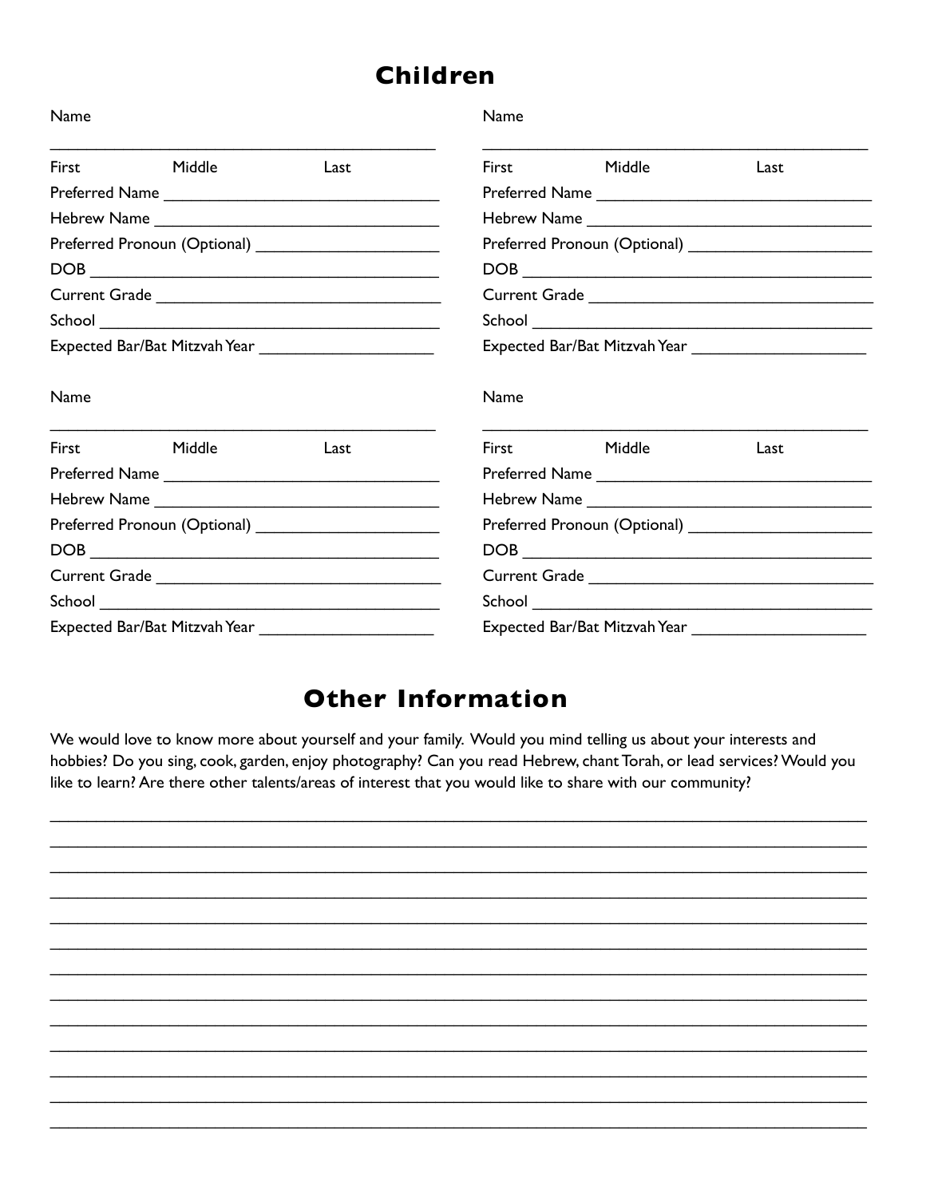## Children

Name

\_\_\_\_\_\_\_\_\_\_\_\_\_\_\_\_\_\_\_\_\_\_\_\_\_\_\_\_\_\_\_\_\_\_\_\_\_\_\_\_\_\_\_\_

First Middle Last

Preferred Name \_\_\_\_\_\_\_\_\_\_\_\_\_\_\_\_\_\_\_\_\_\_\_\_\_\_\_\_\_\_

Hebrew Name \_\_\_\_\_\_\_\_\_\_\_\_\_\_\_\_\_\_\_\_\_\_\_\_\_\_\_\_\_\_

Preferred Pronoun (Optional) \_\_\_\_\_\_\_\_\_\_\_\_\_\_\_\_\_\_\_\_

DOB \_\_\_\_\_\_\_\_\_\_\_\_\_\_\_\_\_\_\_\_\_\_\_\_\_\_\_\_\_\_\_\_\_\_\_\_\_\_\_\_

Current Grade \_\_\_\_\_\_\_\_\_\_\_\_\_\_\_\_\_\_\_\_\_\_\_\_\_\_\_\_\_\_

School \_\_\_\_\_\_\_\_\_\_\_\_\_\_\_\_\_\_\_\_\_\_\_\_\_\_\_\_\_\_\_\_\_\_\_\_\_\_

Expected Bar/Bat Mitzvah Year \_\_\_\_\_\_\_\_\_\_\_\_\_\_\_\_\_\_\_

Name

\_\_\_\_\_\_\_\_\_\_\_\_\_\_\_\_\_\_\_\_\_\_\_\_\_\_\_\_\_\_\_\_\_\_\_\_\_\_\_\_\_\_\_\_

First Middle Last

Preferred Name \_\_\_\_\_\_\_\_\_\_\_\_\_\_\_\_\_\_\_\_\_\_\_\_\_\_\_\_\_\_

Hebrew Name \_\_\_\_\_\_\_\_\_\_\_\_\_\_\_\_\_\_\_\_\_\_\_\_\_\_\_\_\_\_

Preferred Pronoun (Optional) \_\_\_\_\_\_\_\_\_\_\_\_\_\_\_\_\_\_\_\_

DOB \_\_\_\_\_\_\_\_\_\_\_\_\_\_\_\_\_\_\_\_\_\_\_\_\_\_\_\_\_\_\_\_\_\_\_\_\_\_\_\_

Current Grade \_\_\_\_\_\_\_\_\_\_\_\_\_\_\_\_\_\_\_\_\_\_\_\_\_\_\_\_\_\_

School \_\_\_\_\_\_\_\_\_\_\_\_\_\_\_\_\_\_\_\_\_\_\_\_\_\_\_\_\_\_\_\_\_\_\_\_\_\_

Expected Bar/Bat Mitzvah Year \_\_\_\_\_\_\_\_\_\_\_\_\_\_\_\_\_\_\_

Name

\_\_\_\_\_\_\_\_\_\_\_\_\_\_\_\_\_\_\_\_\_\_\_\_\_\_\_\_\_\_\_\_\_\_\_\_\_\_\_\_\_\_\_\_

First Middle Last

Preferred Name \_\_\_\_\_\_\_\_\_\_\_\_\_\_\_\_\_\_\_\_\_\_\_\_\_\_\_\_\_\_

Hebrew Name \_\_\_\_\_\_\_\_\_\_\_\_\_\_\_\_\_\_\_\_\_\_\_\_\_\_\_\_\_\_

Preferred Pronoun (Optional) \_\_\_\_\_\_\_\_\_\_\_\_\_\_\_\_\_\_\_\_

DOB \_\_\_\_\_\_\_\_\_\_\_\_\_\_\_\_\_\_\_\_\_\_\_\_\_\_\_\_\_\_\_\_\_\_\_\_\_\_\_\_

Current Grade \_\_\_\_\_\_\_\_\_\_\_\_\_\_\_\_\_\_\_\_\_\_\_\_\_\_\_\_\_\_

School \_\_\_\_\_\_\_\_\_\_\_\_\_\_\_\_\_\_\_\_\_\_\_\_\_\_\_\_\_\_\_\_\_\_\_\_\_\_

Expected Bar/Bat Mitzvah Year \_\_\_\_\_\_\_\_\_\_\_\_\_\_\_\_\_\_\_

Name

\_\_\_\_\_\_\_\_\_\_\_\_\_\_\_\_\_\_\_\_\_\_\_\_\_\_\_\_\_\_\_\_\_\_\_\_\_\_\_\_\_\_\_\_

First Middle Last

Preferred Name \_\_\_\_\_\_\_\_\_\_\_\_\_\_\_\_\_\_\_\_\_\_\_\_\_\_\_\_\_\_

Hebrew Name \_\_\_\_\_\_\_\_\_\_\_\_\_\_\_\_\_\_\_\_\_\_\_\_\_\_\_\_\_\_

Preferred Pronoun (Optional) \_\_\_\_\_\_\_\_\_\_\_\_\_\_\_\_\_\_\_\_

DOB \_\_\_\_\_\_\_\_\_\_\_\_\_\_\_\_\_\_\_\_\_\_\_\_\_\_\_\_\_\_\_\_\_\_\_\_\_\_\_\_

Current Grade \_\_\_\_\_\_\_\_\_\_\_\_\_\_\_\_\_\_\_\_\_\_\_\_\_\_\_\_\_\_

School \_\_\_\_\_\_\_\_\_\_\_\_\_\_\_\_\_\_\_\_\_\_\_\_\_\_\_\_\_\_\_\_\_\_\_\_\_\_

Expected Bar/Bat Mitzvah Year \_\_\_\_\_\_\_\_\_\_\_\_\_\_\_\_\_\_\_

## Other Information

We would love to know more about yourself and your family. Would you mind telling us about your interests and hobbies? Do you sing, cook, garden, enjoy photography? Can you read Hebrew, chant Torah, or lead services? Would you like to learn? Are there other talents/areas of interest that you would like to share with our community?

\_\_\_\_\_\_\_\_\_\_\_\_\_\_\_\_\_\_\_\_\_\_\_\_\_\_\_\_\_\_\_\_\_\_\_\_\_\_\_\_\_\_\_\_\_\_\_\_\_\_\_\_\_\_\_\_\_\_\_\_\_\_\_\_\_\_\_\_\_\_\_\_\_\_\_\_\_\_\_\_\_\_\_\_\_\_\_\_

\_\_\_\_\_\_\_\_\_\_\_\_\_\_\_\_\_\_\_\_\_\_\_\_\_\_\_\_\_\_\_\_\_\_\_\_\_\_\_\_\_\_\_\_\_\_\_\_\_\_\_\_\_\_\_\_\_\_\_\_\_\_\_\_\_\_\_\_\_\_\_\_\_\_\_\_\_\_\_\_\_\_\_\_\_\_\_\_

\_\_\_\_\_\_\_\_\_\_\_\_\_\_\_\_\_\_\_\_\_\_\_\_\_\_\_\_\_\_\_\_\_\_\_\_\_\_\_\_\_\_\_\_\_\_\_\_\_\_\_\_\_\_\_\_\_\_\_\_\_\_\_\_\_\_\_\_\_\_\_\_\_\_\_\_\_\_\_\_\_\_\_\_\_\_\_\_

\_\_\_\_\_\_\_\_\_\_\_\_\_\_\_\_\_\_\_\_\_\_\_\_\_\_\_\_\_\_\_\_\_\_\_\_\_\_\_\_\_\_\_\_\_\_\_\_\_\_\_\_\_\_\_\_\_\_\_\_\_\_\_\_\_\_\_\_\_\_\_\_\_\_\_\_\_\_\_\_\_\_\_\_\_\_\_\_

\_\_\_\_\_\_\_\_\_\_\_\_\_\_\_\_\_\_\_\_\_\_\_\_\_\_\_\_\_\_\_\_\_\_\_\_\_\_\_\_\_\_\_\_\_\_\_\_\_\_\_\_\_\_\_\_\_\_\_\_\_\_\_\_\_\_\_\_\_\_\_\_\_\_\_\_\_\_\_\_\_\_\_\_\_\_\_\_

\_\_\_\_\_\_\_\_\_\_\_\_\_\_\_\_\_\_\_\_\_\_\_\_\_\_\_\_\_\_\_\_\_\_\_\_\_\_\_\_\_\_\_\_\_\_\_\_\_\_\_\_\_\_\_\_\_\_\_\_\_\_\_\_\_\_\_\_\_\_\_\_\_\_\_\_\_\_\_\_\_\_\_\_\_\_\_\_

\_\_\_\_\_\_\_\_\_\_\_\_\_\_\_\_\_\_\_\_\_\_\_\_\_\_\_\_\_\_\_\_\_\_\_\_\_\_\_\_\_\_\_\_\_\_\_\_\_\_\_\_\_\_\_\_\_\_\_\_\_\_\_\_\_\_\_\_\_\_\_\_\_\_\_\_\_\_\_\_\_\_\_\_\_\_\_\_

\_\_\_\_\_\_\_\_\_\_\_\_\_\_\_\_\_\_\_\_\_\_\_\_\_\_\_\_\_\_\_\_\_\_\_\_\_\_\_\_\_\_\_\_\_\_\_\_\_\_\_\_\_\_\_\_\_\_\_\_\_\_\_\_\_\_\_\_\_\_\_\_\_\_\_\_\_\_\_\_\_\_\_\_\_\_\_\_

\_\_\_\_\_\_\_\_\_\_\_\_\_\_\_\_\_\_\_\_\_\_\_\_\_\_\_\_\_\_\_\_\_\_\_\_\_\_\_\_\_\_\_\_\_\_\_\_\_\_\_\_\_\_\_\_\_\_\_\_\_\_\_\_\_\_\_\_\_\_\_\_\_\_\_\_\_\_\_\_\_\_\_\_\_\_\_\_

\_\_\_\_\_\_\_\_\_\_\_\_\_\_\_\_\_\_\_\_\_\_\_\_\_\_\_\_\_\_\_\_\_\_\_\_\_\_\_\_\_\_\_\_\_\_\_\_\_\_\_\_\_\_\_\_\_\_\_\_\_\_\_\_\_\_\_\_\_\_\_\_\_\_\_\_\_\_\_\_\_\_\_\_\_\_\_\_

\_\_\_\_\_\_\_\_\_\_\_\_\_\_\_\_\_\_\_\_\_\_\_\_\_\_\_\_\_\_\_\_\_\_\_\_\_\_\_\_\_\_\_\_\_\_\_\_\_\_\_\_\_\_\_\_\_\_\_\_\_\_\_\_\_\_\_\_\_\_\_\_\_\_\_\_\_\_\_\_\_\_\_\_\_\_\_\_

\_\_\_\_\_\_\_\_\_\_\_\_\_\_\_\_\_\_\_\_\_\_\_\_\_\_\_\_\_\_\_\_\_\_\_\_\_\_\_\_\_\_\_\_\_\_\_\_\_\_\_\_\_\_\_\_\_\_\_\_\_\_\_\_\_\_\_\_\_\_\_\_\_\_\_\_\_\_\_\_\_\_\_\_\_\_\_\_

\_\_\_\_\_\_\_\_\_\_\_\_\_\_\_\_\_\_\_\_\_\_\_\_\_\_\_\_\_\_\_\_\_\_\_\_\_\_\_\_\_\_\_\_\_\_\_\_\_\_\_\_\_\_\_\_\_\_\_\_\_\_\_\_\_\_\_\_\_\_\_\_\_\_\_\_\_\_\_\_\_\_\_\_\_\_\_\_